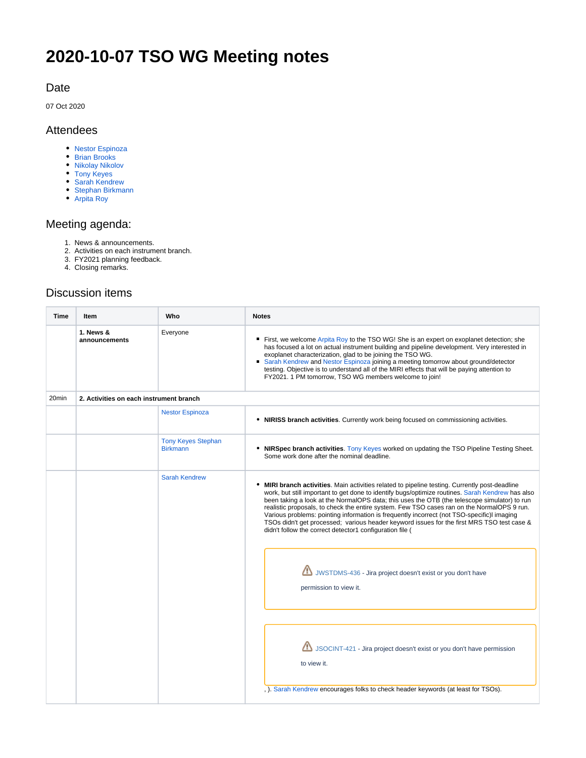# 2020-10-07 TSO WG Meeting notes

## Date

07 Oct 2020

## Attendees

- Nestor Espinoza
- Brian Brooks
- Nikolay Nikolov
- Tony Keyes
- Sarah Kendrew
- Stephan Birkmann
- Arpita Roy

## Meeting agenda:

1. News & announcements.
2. Activities on each instrument branch.
3. FY2021 planning feedback.
4. Closing remarks.

## Discussion items

| Time | Item | Who | Notes |
|---|---|---|---|
| | **1. News & announcements** | Everyone | ▪ First, we welcome Arpita Roy to the TSO WG! She is an expert on exoplanet detection; she has focused a lot on actual instrument building and pipeline development. Very interested in exoplanet characterization, glad to be joining the TSO WG. ▪ Sarah Kendrew and Nestor Espinoza joining a meeting tomorrow about ground/detector testing. Objective is to understand all of the MIRI effects that will be paying attention to FY2021. 1 PM tomorrow, TSO WG members welcome to join! |
| 20min | **2. Activities on each instrument branch** | | |
| | | Nestor Espinoza | • **NIRISS branch activities**. Currently work being focused on commissioning activities. |
| | | Tony Keyes Stephan Birkmann | • **NIRSpec branch activities**. Tony Keyes worked on updating the TSO Pipeline Testing Sheet. Some work done after the nominal deadline. |
| | | Sarah Kendrew | • **MIRI branch activities**. Main activities related to pipeline testing. Currently post-deadline work, but still important to get done to identify bugs/optimize routines. Sarah Kendrew has also been taking a look at the NormalOPS data; this uses the OTB (the telescope simulator) to run realistic proposals, to check the entire system. Few TSO cases ran on the NormalOPS 9 run. Various problems: pointing information is frequently incorrect (not TSO-specific)l imaging TSOs didn't get processed; various header keyword issues for the first MRS TSO test case & didn't follow the correct detector1 configuration file ( JWSTDMS-436 - Jira project doesn't exist or you don't have permission to view it. JSOCINT-421 - Jira project doesn't exist or you don't have permission to view it. , ). Sarah Kendrew encourages folks to check header keywords (at least for TSOs). |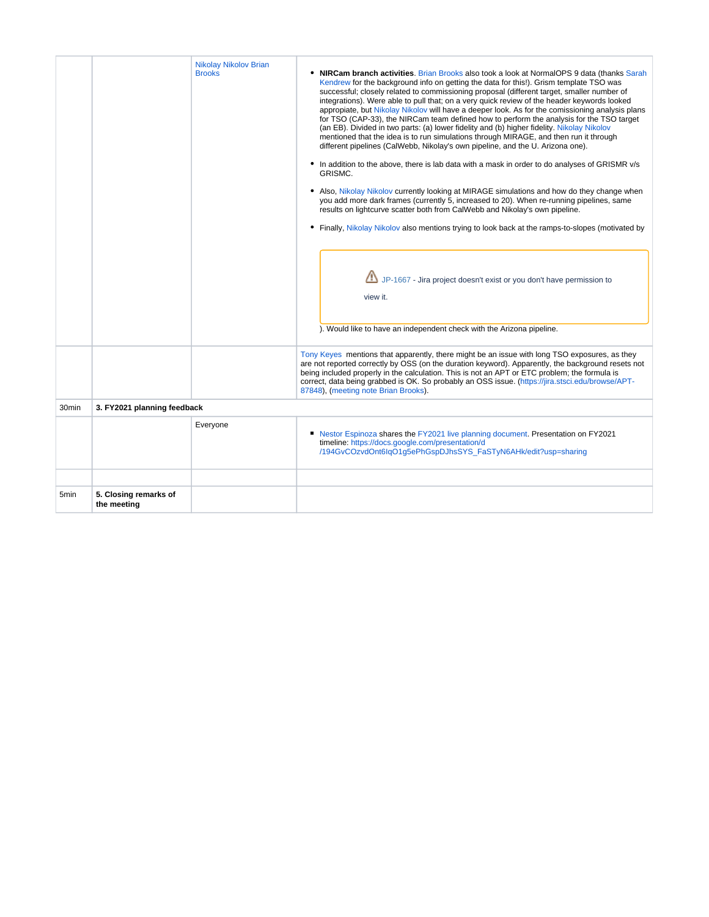| | | | |
|---|---|---|---|
| | | Nikolay Nikolov Brian Brooks | • **NIRCam branch activities**. Brian Brooks also took a look at NormalOPS 9 data (thanks Sarah Kendrew for the background info on getting the data for this!). Grism template TSO was successful; closely related to commissioning proposal (different target, smaller number of integrations). Were able to pull that; on a very quick review of the header keywords looked appropiate, but Nikolay Nikolov will have a deeper look. As for the comissioning analysis plans for TSO (CAP-33), the NIRCam team defined how to perform the analysis for the TSO target (an EB). Divided in two parts: (a) lower fidelity and (b) higher fidelity. Nikolay Nikolov mentioned that the idea is to run simulations through MIRAGE, and then run it through different pipelines (CalWebb, Nikolay's own pipeline, and the U. Arizona one).<br><br>• In addition to the above, there is lab data with a mask in order to do analyses of GRISMR v/s GRISMC.<br><br>• Also, Nikolay Nikolov currently looking at MIRAGE simulations and how do they change when you add more dark frames (currently 5, increased to 20). When re-running pipelines, same results on lightcurve scatter both from CalWebb and Nikolay's own pipeline.<br><br>• Finally, Nikolay Nikolov also mentions trying to look back at the ramps-to-slopes (motivated by<br><br>JP-1667 - Jira project doesn't exist or you don't have permission to view it.<br><br>). Would like to have an independent check with the Arizona pipeline. |
| | | | Tony Keyes mentions that apparently, there might be an issue with long TSO exposures, as they are not reported correctly by OSS (on the duration keyword). Apparently, the background resets not being included properly in the calculation. This is not an APT or ETC problem; the formula is correct, data being grabbed is OK. So probably an OSS issue. (https://jira.stsci.edu/browse/APT-87848), (meeting note Brian Brooks). |
| 30min | **3. FY2021 planning feedback** | | |
| | | Everyone | ▪ Nestor Espinoza shares the FY2021 live planning document. Presentation on FY2021 timeline: https://docs.google.com/presentation/d/194GvCOzvdOnt6IqO1g5ePhGspDJhsSYS_FaSTyN6AHk/edit?usp=sharing |
| | | | |
| 5min | **5. Closing remarks of the meeting** | | |